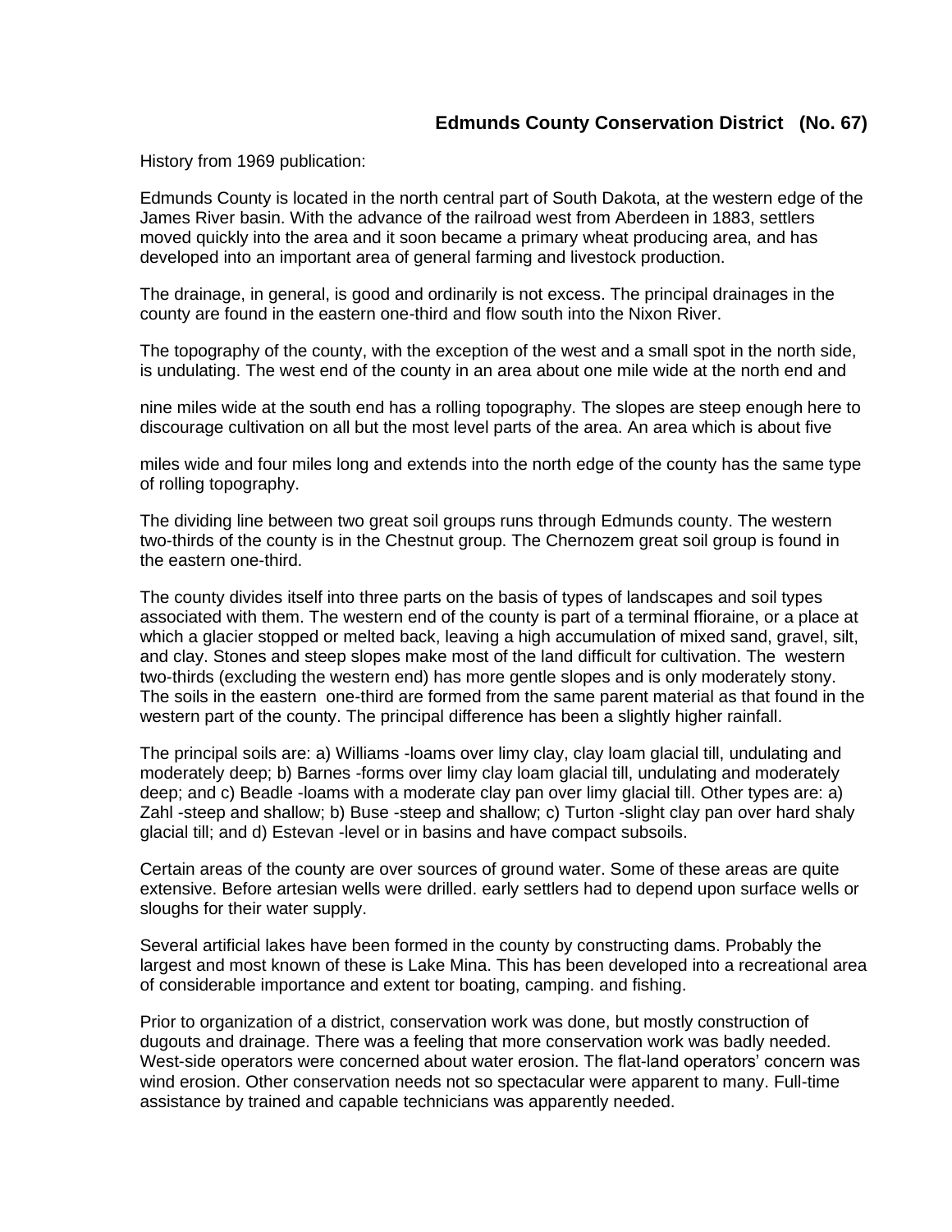# Edmunds County Conservation District (No. 67)

History from 1969 publication:

Edmunds County is located in the north central part of South Dakota, at the western edge of the James River basin. With the advance of the railroad west from Aberdeen in 1883, settlers moved quickly into the area and it soon became a primary wheat producing area, and has developed into an important area of general farming and livestock production.

The drainage, in general, is good and ordinarily is not excess. The principal drainages in the county are found in the eastern one-third and flow south into the Nixon River.

The topography of the county, with the exception of the west and a small spot in the north side, is undulating. The west end of the county in an area about one mile wide at the north end and nine miles wide at the south end has a rolling topography. The slopes are steep enough here to discourage cultivation on all but the most level parts of the area. An area which is about five miles wide and four miles long and extends into the north edge of the county has the same type of rolling topography.

The dividing line between two great soil groups runs through Edmunds county. The western two-thirds of the county is in the Chestnut group. The Chernozem great soil group is found in the eastern one-third.

The county divides itself into three parts on the basis of types of landscapes and soil types associated with them. The western end of the county is part of a terminal ffioraine, or a place at which a glacier stopped or melted back, leaving a high accumulation of mixed sand, gravel, silt, and clay. Stones and steep slopes make most of the land difficult for cultivation. The western two-thirds (excluding the western end) has more gentle slopes and is only moderately stony. The soils in the eastern one-third are formed from the same parent material as that found in the western part of the county. The principal difference has been a slightly higher rainfall.

The principal soils are: a) Williams -loams over limy clay, clay loam glacial till, undulating and moderately deep; b) Barnes -forms over limy clay loam glacial till, undulating and moderately deep; and c) Beadle -loams with a moderate clay pan over limy glacial till. Other types are: a) Zahl -steep and shallow; b) Buse -steep and shallow; c) Turton -slight clay pan over hard shaly glacial till; and d) Estevan -level or in basins and have compact subsoils.

Certain areas of the county are over sources of ground water. Some of these areas are quite extensive. Before artesian wells were drilled. early settlers had to depend upon surface wells or sloughs for their water supply.

Several artificial lakes have been formed in the county by constructing dams. Probably the largest and most known of these is Lake Mina. This has been developed into a recreational area of considerable importance and extent tor boating, camping. and fishing.

Prior to organization of a district, conservation work was done, but mostly construction of dugouts and drainage. There was a feeling that more conservation work was badly needed. West-side operators were concerned about water erosion. The flat-land operators' concern was wind erosion. Other conservation needs not so spectacular were apparent to many. Full-time assistance by trained and capable technicians was apparently needed.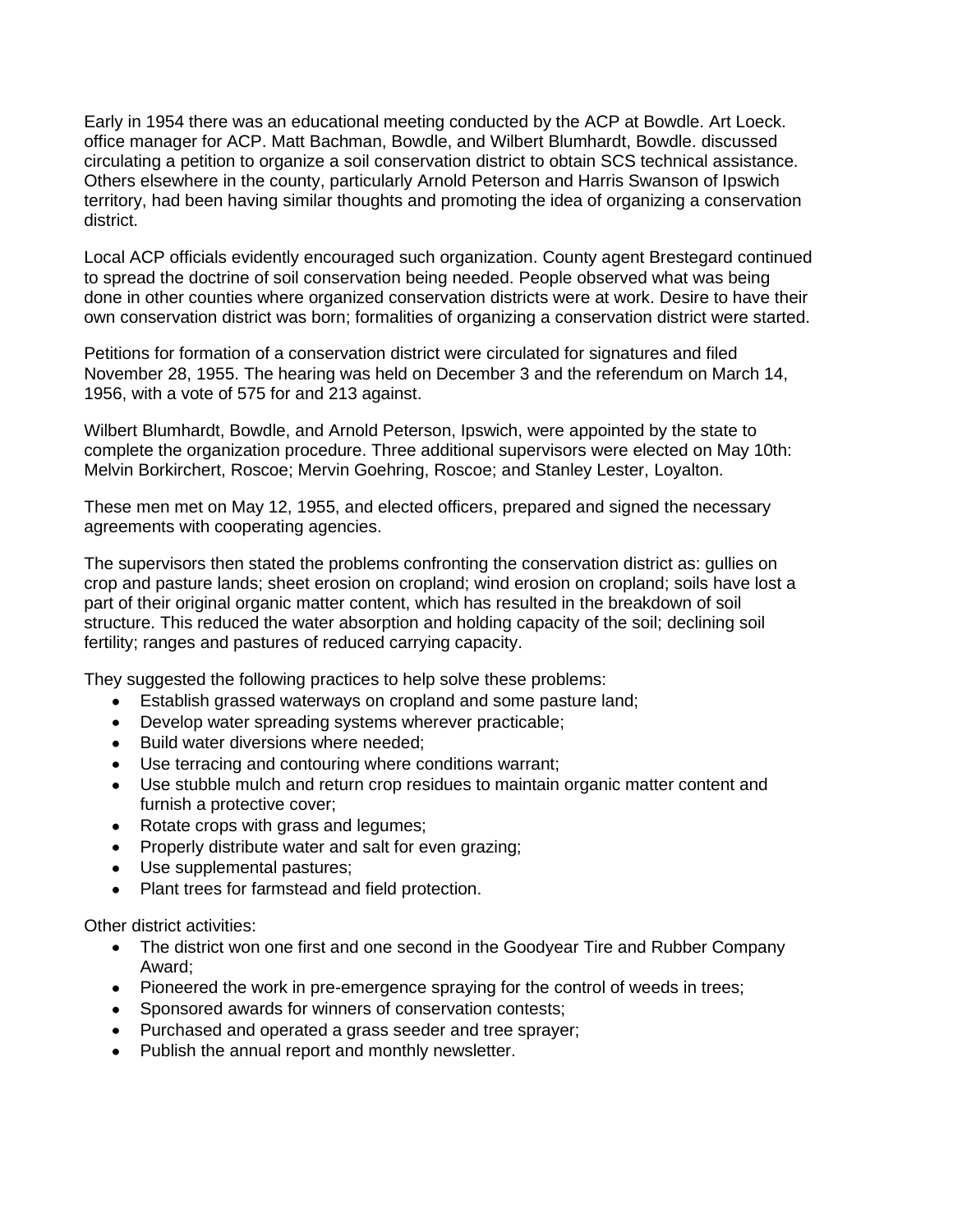Early in 1954 there was an educational meeting conducted by the ACP at Bowdle. Art Loeck. office manager for ACP. Matt Bachman, Bowdle, and Wilbert Blumhardt, Bowdle. discussed circulating a petition to organize a soil conservation district to obtain SCS technical assistance. Others elsewhere in the county, particularly Arnold Peterson and Harris Swanson of Ipswich territory, had been having similar thoughts and promoting the idea of organizing a conservation district.

Local ACP officials evidently encouraged such organization. County agent Brestegard continued to spread the doctrine of soil conservation being needed. People observed what was being done in other counties where organized conservation districts were at work. Desire to have their own conservation district was born; formalities of organizing a conservation district were started.

Petitions for formation of a conservation district were circulated for signatures and filed November 28, 1955. The hearing was held on December 3 and the referendum on March 14, 1956, with a vote of 575 for and 213 against.

Wilbert Blumhardt, Bowdle, and Arnold Peterson, Ipswich, were appointed by the state to complete the organization procedure. Three additional supervisors were elected on May 10th: Melvin Borkirchert, Roscoe; Mervin Goehring, Roscoe; and Stanley Lester, Loyalton.

These men met on May 12, 1955, and elected officers, prepared and signed the necessary agreements with cooperating agencies.

The supervisors then stated the problems confronting the conservation district as: gullies on crop and pasture lands; sheet erosion on cropland; wind erosion on cropland; soils have lost a part of their original organic matter content, which has resulted in the breakdown of soil structure. This reduced the water absorption and holding capacity of the soil; declining soil fertility; ranges and pastures of reduced carrying capacity.

They suggested the following practices to help solve these problems:

- Establish grassed waterways on cropland and some pasture land;
- Develop water spreading systems wherever practicable;
- Build water diversions where needed;
- Use terracing and contouring where conditions warrant;
- Use stubble mulch and return crop residues to maintain organic matter content and furnish a protective cover;
- Rotate crops with grass and legumes;
- Properly distribute water and salt for even grazing;
- Use supplemental pastures;
- Plant trees for farmstead and field protection.

Other district activities:

- The district won one first and one second in the Goodyear Tire and Rubber Company Award;
- Pioneered the work in pre-emergence spraying for the control of weeds in trees;
- Sponsored awards for winners of conservation contests;
- Purchased and operated a grass seeder and tree sprayer;
- Publish the annual report and monthly newsletter.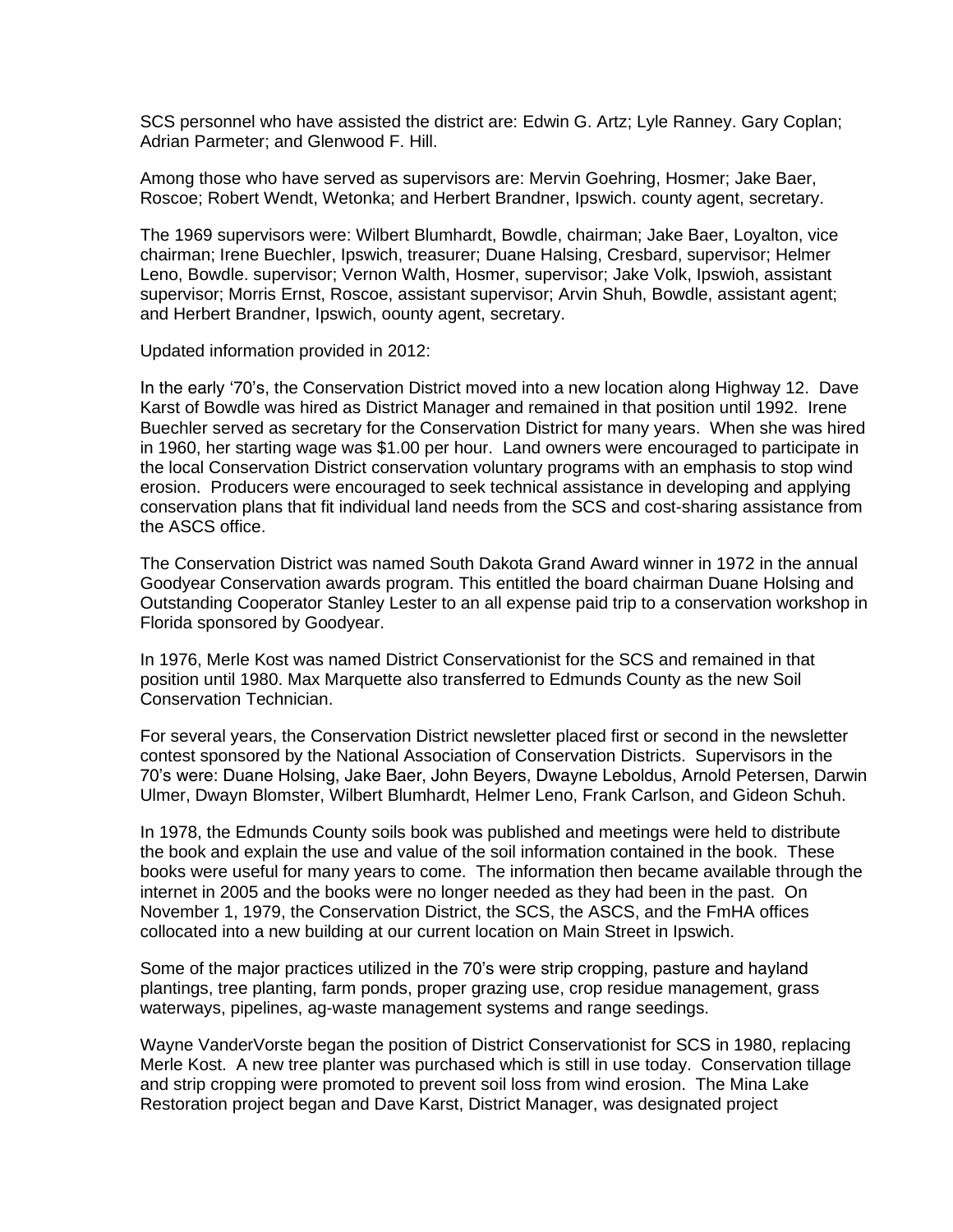SCS personnel who have assisted the district are: Edwin G. Artz; Lyle Ranney. Gary Coplan; Adrian Parmeter; and Glenwood F. Hill.

Among those who have served as supervisors are: Mervin Goehring, Hosmer; Jake Baer, Roscoe; Robert Wendt, Wetonka; and Herbert Brandner, Ipswich. county agent, secretary.

The 1969 supervisors were: Wilbert Blumhardt, Bowdle, chairman; Jake Baer, Loyalton, vice chairman; Irene Buechler, Ipswich, treasurer; Duane Halsing, Cresbard, supervisor; Helmer Leno, Bowdle. supervisor; Vernon Walth, Hosmer, supervisor; Jake Volk, Ipswioh, assistant supervisor; Morris Ernst, Roscoe, assistant supervisor; Arvin Shuh, Bowdle, assistant agent; and Herbert Brandner, Ipswich, oounty agent, secretary.

Updated information provided in 2012:

In the early '70's, the Conservation District moved into a new location along Highway 12. Dave Karst of Bowdle was hired as District Manager and remained in that position until 1992. Irene Buechler served as secretary for the Conservation District for many years. When she was hired in 1960, her starting wage was $1.00 per hour. Land owners were encouraged to participate in the local Conservation District conservation voluntary programs with an emphasis to stop wind erosion. Producers were encouraged to seek technical assistance in developing and applying conservation plans that fit individual land needs from the SCS and cost-sharing assistance from the ASCS office.

The Conservation District was named South Dakota Grand Award winner in 1972 in the annual Goodyear Conservation awards program. This entitled the board chairman Duane Holsing and Outstanding Cooperator Stanley Lester to an all expense paid trip to a conservation workshop in Florida sponsored by Goodyear.

In 1976, Merle Kost was named District Conservationist for the SCS and remained in that position until 1980. Max Marquette also transferred to Edmunds County as the new Soil Conservation Technician.

For several years, the Conservation District newsletter placed first or second in the newsletter contest sponsored by the National Association of Conservation Districts. Supervisors in the 70's were: Duane Holsing, Jake Baer, John Beyers, Dwayne Leboldus, Arnold Petersen, Darwin Ulmer, Dwayn Blomster, Wilbert Blumhardt, Helmer Leno, Frank Carlson, and Gideon Schuh.

In 1978, the Edmunds County soils book was published and meetings were held to distribute the book and explain the use and value of the soil information contained in the book. These books were useful for many years to come. The information then became available through the internet in 2005 and the books were no longer needed as they had been in the past. On November 1, 1979, the Conservation District, the SCS, the ASCS, and the FmHA offices collocated into a new building at our current location on Main Street in Ipswich.

Some of the major practices utilized in the 70's were strip cropping, pasture and hayland plantings, tree planting, farm ponds, proper grazing use, crop residue management, grass waterways, pipelines, ag-waste management systems and range seedings.

Wayne VanderVorste began the position of District Conservationist for SCS in 1980, replacing Merle Kost. A new tree planter was purchased which is still in use today. Conservation tillage and strip cropping were promoted to prevent soil loss from wind erosion. The Mina Lake Restoration project began and Dave Karst, District Manager, was designated project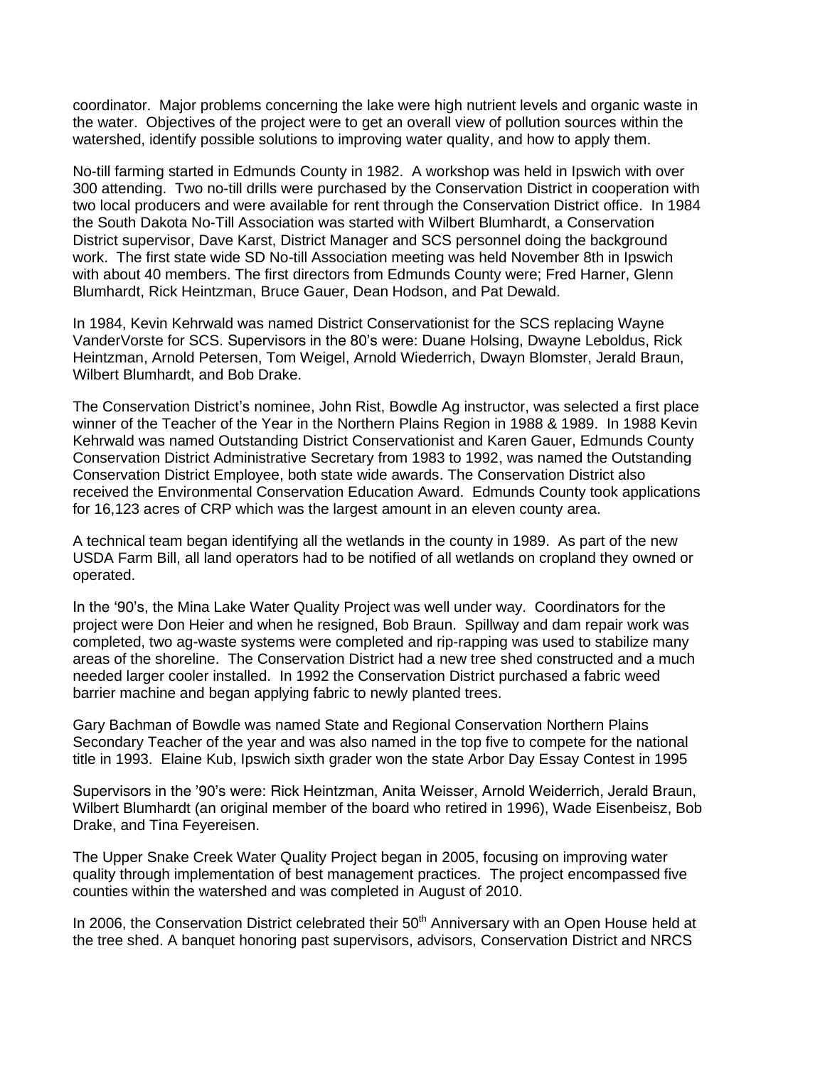coordinator. Major problems concerning the lake were high nutrient levels and organic waste in the water. Objectives of the project were to get an overall view of pollution sources within the watershed, identify possible solutions to improving water quality, and how to apply them.

No-till farming started in Edmunds County in 1982. A workshop was held in Ipswich with over 300 attending. Two no-till drills were purchased by the Conservation District in cooperation with two local producers and were available for rent through the Conservation District office. In 1984 the South Dakota No-Till Association was started with Wilbert Blumhardt, a Conservation District supervisor, Dave Karst, District Manager and SCS personnel doing the background work. The first state wide SD No-till Association meeting was held November 8th in Ipswich with about 40 members. The first directors from Edmunds County were; Fred Harner, Glenn Blumhardt, Rick Heintzman, Bruce Gauer, Dean Hodson, and Pat Dewald.

In 1984, Kevin Kehrwald was named District Conservationist for the SCS replacing Wayne VanderVorste for SCS. Supervisors in the 80's were: Duane Holsing, Dwayne Leboldus, Rick Heintzman, Arnold Petersen, Tom Weigel, Arnold Wiederrich, Dwayn Blomster, Jerald Braun, Wilbert Blumhardt, and Bob Drake.

The Conservation District's nominee, John Rist, Bowdle Ag instructor, was selected a first place winner of the Teacher of the Year in the Northern Plains Region in 1988 & 1989. In 1988 Kevin Kehrwald was named Outstanding District Conservationist and Karen Gauer, Edmunds County Conservation District Administrative Secretary from 1983 to 1992, was named the Outstanding Conservation District Employee, both state wide awards. The Conservation District also received the Environmental Conservation Education Award. Edmunds County took applications for 16,123 acres of CRP which was the largest amount in an eleven county area.

A technical team began identifying all the wetlands in the county in 1989. As part of the new USDA Farm Bill, all land operators had to be notified of all wetlands on cropland they owned or operated.

In the '90's, the Mina Lake Water Quality Project was well under way. Coordinators for the project were Don Heier and when he resigned, Bob Braun. Spillway and dam repair work was completed, two ag-waste systems were completed and rip-rapping was used to stabilize many areas of the shoreline. The Conservation District had a new tree shed constructed and a much needed larger cooler installed. In 1992 the Conservation District purchased a fabric weed barrier machine and began applying fabric to newly planted trees.

Gary Bachman of Bowdle was named State and Regional Conservation Northern Plains Secondary Teacher of the year and was also named in the top five to compete for the national title in 1993. Elaine Kub, Ipswich sixth grader won the state Arbor Day Essay Contest in 1995

Supervisors in the '90's were: Rick Heintzman, Anita Weisser, Arnold Weiderrich, Jerald Braun, Wilbert Blumhardt (an original member of the board who retired in 1996), Wade Eisenbeisz, Bob Drake, and Tina Feyereisen.

The Upper Snake Creek Water Quality Project began in 2005, focusing on improving water quality through implementation of best management practices. The project encompassed five counties within the watershed and was completed in August of 2010.

In 2006, the Conservation District celebrated their 50th Anniversary with an Open House held at the tree shed. A banquet honoring past supervisors, advisors, Conservation District and NRCS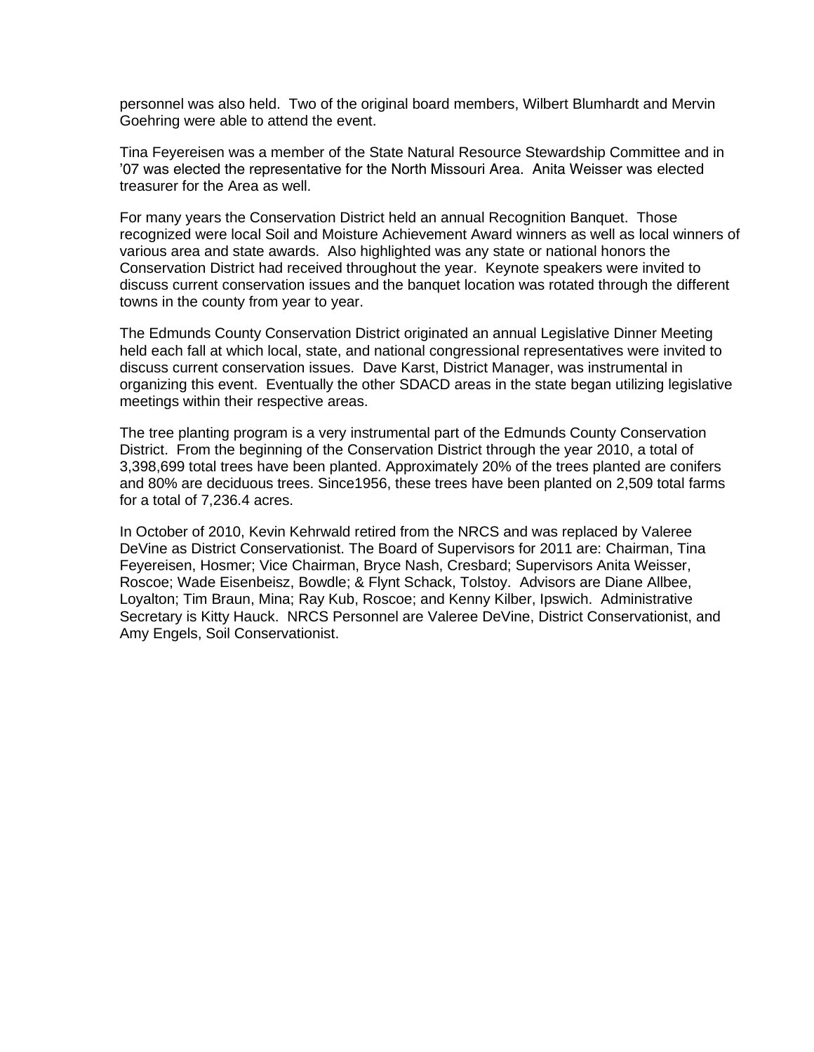personnel was also held. Two of the original board members, Wilbert Blumhardt and Mervin Goehring were able to attend the event.

Tina Feyereisen was a member of the State Natural Resource Stewardship Committee and in '07 was elected the representative for the North Missouri Area. Anita Weisser was elected treasurer for the Area as well.

For many years the Conservation District held an annual Recognition Banquet. Those recognized were local Soil and Moisture Achievement Award winners as well as local winners of various area and state awards. Also highlighted was any state or national honors the Conservation District had received throughout the year. Keynote speakers were invited to discuss current conservation issues and the banquet location was rotated through the different towns in the county from year to year.

The Edmunds County Conservation District originated an annual Legislative Dinner Meeting held each fall at which local, state, and national congressional representatives were invited to discuss current conservation issues. Dave Karst, District Manager, was instrumental in organizing this event. Eventually the other SDACD areas in the state began utilizing legislative meetings within their respective areas.

The tree planting program is a very instrumental part of the Edmunds County Conservation District. From the beginning of the Conservation District through the year 2010, a total of 3,398,699 total trees have been planted. Approximately 20% of the trees planted are conifers and 80% are deciduous trees. Since1956, these trees have been planted on 2,509 total farms for a total of 7,236.4 acres.

In October of 2010, Kevin Kehrwald retired from the NRCS and was replaced by Valeree DeVine as District Conservationist. The Board of Supervisors for 2011 are: Chairman, Tina Feyereisen, Hosmer; Vice Chairman, Bryce Nash, Cresbard; Supervisors Anita Weisser, Roscoe; Wade Eisenbeisz, Bowdle; & Flynt Schack, Tolstoy. Advisors are Diane Allbee, Loyalton; Tim Braun, Mina; Ray Kub, Roscoe; and Kenny Kilber, Ipswich. Administrative Secretary is Kitty Hauck. NRCS Personnel are Valeree DeVine, District Conservationist, and Amy Engels, Soil Conservationist.